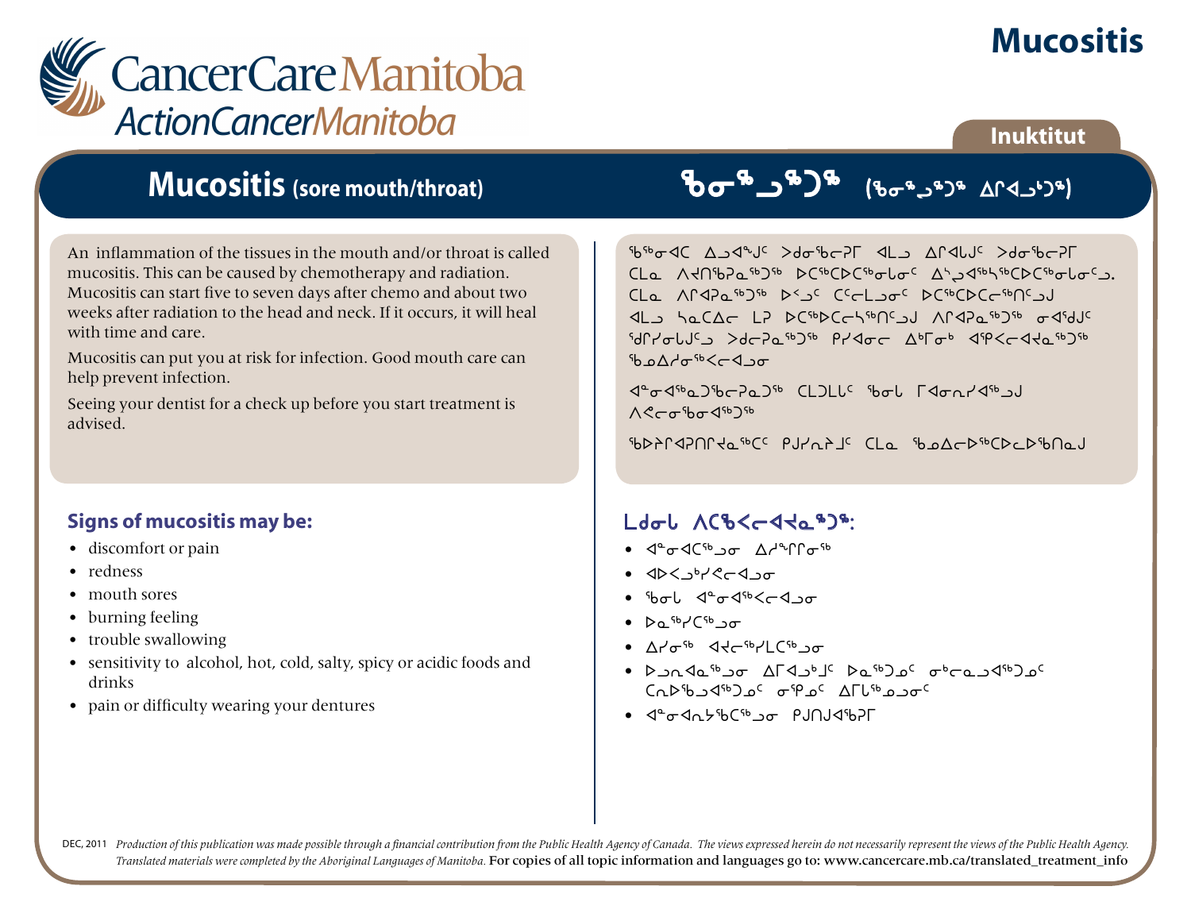# Mucositis

CancerCare Manitoba
ActionCancerManitoba

Inuktitut

## Mucositis (sore mouth/throat)

## ᖃᓂᖅᓗᖅᑐᖅ (ᖃᓂᖅᓗᖅᑐᖅ ᐃᒥᐊᓗᒃᑐᖅ)

An inflammation of the tissues in the mouth and/or throat is called mucositis. This can be caused by chemotherapy and radiation. Mucositis can start five to seven days after chemo and about two weeks after radiation to the head and neck. If it occurs, it will heal with time and care.

Mucositis can put you at risk for infection. Good mouth care can help prevent infection.

Seeing your dentist for a check up before you start treatment is advised.

ᖃᖅᓂᐊᑕ ᐃᓗᐊᖕᒍᑦ ᐳᑯᓂᖅᑕᕈᒥ ᐊᒪᓗ ᐃᒥᐊᒐᒍᑦ ᐳᑯᓂᖅᑕᕈᒥ ᑕᒪᓇ ᐱᔪᑎᖃᕈᓇᖅᑐᖅ ᐅᑕᖅᑕᐅᑕᖅᑐᓂᒐᓂᑦ ᐃᓪᓗᐊᖅᓴᖅᑕᐅᑕᖅᑐᓂᒐᓂᒡᓗ. ᑕᒪᓇ ᐱᒋᐊᕈᓇᖅᑐᖅ ᐅᑉᓗᑦ ᑖᓚᒪᓗᓂᑦ ᐅᑕᖅᑕᐅᑕᓚᖅᓴᖅᑎᑦᓗᒍ ᐊᒪᓗ ᓴᓇᑕᐃᓚ ᒪᕈ ᐅᑕᖅᑕᐅᑕᓚᖅᓴᖅᑎᑦᓗᒍ ᐱᒋᐊᕈᓇᖅᑐᖅ ᓂᐊᖁᒍᑦ ᖁᕐᓯᓂᒐᒍᑦᓗ ᐳᑲᕈᓇᖅᑐᖅ ᑭᓯᐊᓂᓚ ᐃᒃᒥᓂᒃ ᐊᕐᐸᓚᐊᔪᓇᖅᑐᖅ ᖃᓄᐃᓯᓂᖅᐸᓚᐊᓗᓂ

ᐊᓐᓂᐊᖅᓇᑐᖅᑕᕈᓇᑐᖅ ᑕᒃᑐᒪᒐᑦ ᖃᓂᒐ ᒥᐊᓂᕆᐊᖅᓗᒍ ᐱᕝᕙᓂᖅᓂᐊᖅᑐᖅ

ᖃᐅᔨᒋᐊᕈᑎᒋᔭᖅᑕᑦ ᑭᒍᓯᕆᔨᒧᑦ ᑕᒪᓇ ᖃᓄᐃᓕᐅᖅᑕᐅᓕᐅᖅᑎᓇᒍ

### Signs of mucositis may be:

- discomfort or pain
- redness
- mouth sores
- burning feeling
- trouble swallowing
- sensitivity to alcohol, hot, cold, salty, spicy or acidic foods and drinks
- pain or difficulty wearing your dentures

### ᒪᑯᓂᒐ ᐱᑕᖃᕙᓚᐊᔪᓇᖅᑐᖅ:

- ᐊᓐᓂᐊᑕᖅᓗᓂ ᐃᓱᕐᒋᒋᓂᖅ
- ᐊᐅᐸᓗᒃᓯᕙᓚᐊᓗᓂ
- ᖃᓂᒐ ᐊᓐᓂᐊᖅᐸᓚᐊᓗᓂ
- ᐅᓇᖅᓯᑕᖅᓗᓂ
- ᐃᓯᓂᖅ ᐊᔪᓕᖅᓯᒪᑕᖅᓗᓂ
- ᐅᓗᓇᐊᓇᖅᓗᓂ ᐃᒥᐊᓗᒃᒧᑦ ᐅᓇᖅᑐᓄᑦ ᓂᒡᓚᓇᓗᐊᖅᑐᓄᑦ ᑕᕆᐅᖃᓗᐊᖅᑐᓄᑦ ᓂᕿᓄᑦ ᐃᒥᒐᖅᓄᓗᓂᑦ
- ᐊᓐᓂᐊᑎᔾᔭᖅᑕᖅᓗᓂ ᑭᒍᑎᒍᐊᖃᕈᒥ

DEC, 2011 *Production of this publication was made possible through a financial contribution from the Public Health Agency of Canada. The views expressed herein do not necessarily represent the views of the Public Health Agency. Translated materials were completed by the Aboriginal Languages of Manitoba.* For copies of all topic information and languages go to: www.cancercare.mb.ca/translated_treatment_info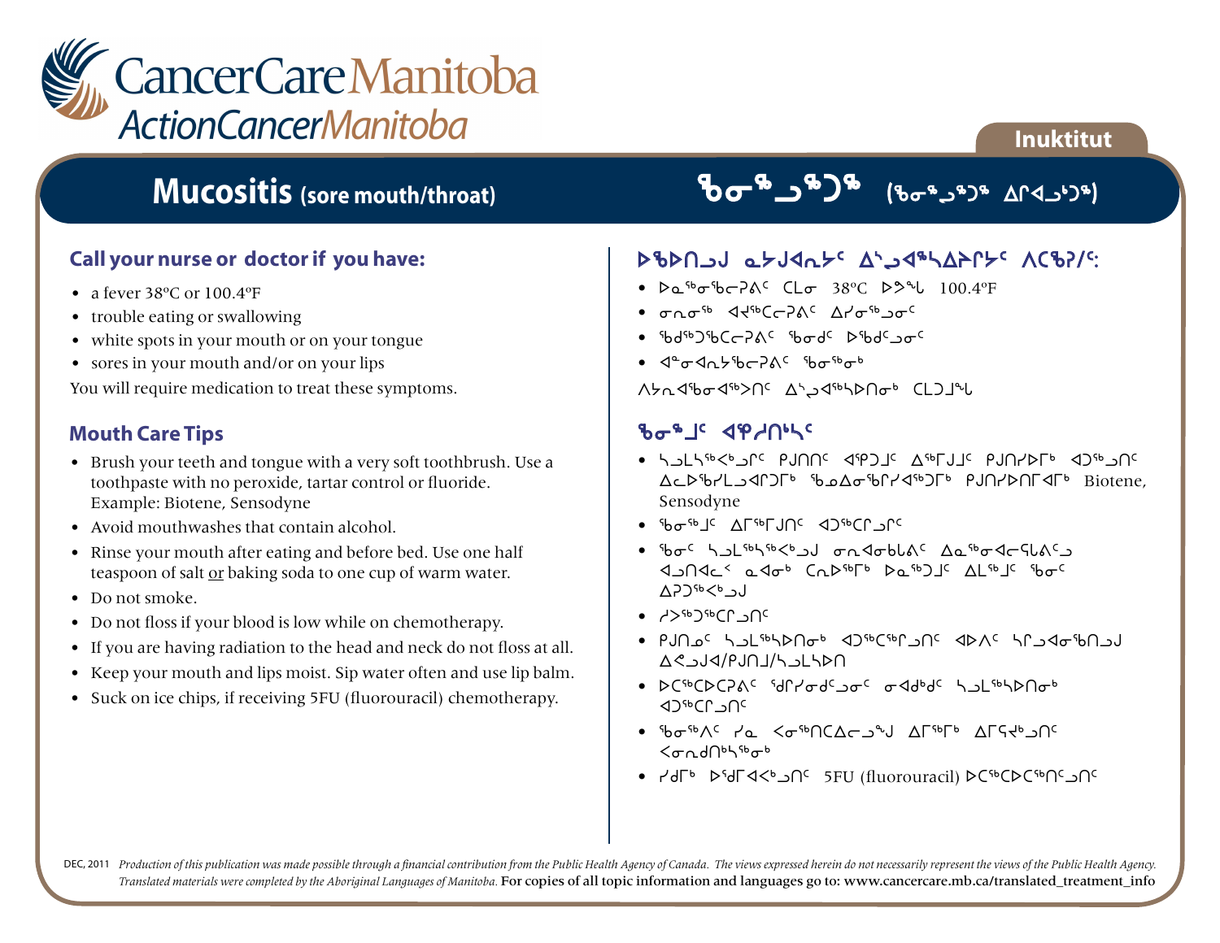CancerCare Manitoba
ActionCancerManitoba

Inuktitut

# Mucositis (sore mouth/throat)

# ᖃᓂᖅᓗᖅᑐᖅ (ᖃᓂᖅᓗᖅᑐᖅ ᐃᒋᐊᓗᒃᑐᖅ)

## Call your nurse or doctor if you have:

- a fever 38ºC or 100.4ºF
- trouble eating or swallowing
- white spots in your mouth or on your tongue
- sores in your mouth and/or on your lips

You will require medication to treat these symptoms.

## Mouth Care Tips

- Brush your teeth and tongue with a very soft toothbrush. Use a toothpaste with no peroxide, tartar control or fluoride. Example: Biotene, Sensodyne
- Avoid mouthwashes that contain alcohol.
- Rinse your mouth after eating and before bed. Use one half teaspoon of salt or baking soda to one cup of warm water.
- Do not smoke.
- Do not floss if your blood is low while on chemotherapy.
- If you are having radiation to the head and neck do not floss at all.
- Keep your mouth and lips moist. Sip water often and use lip balm.
- Suck on ice chips, if receiving 5FU (fluorouracil) chemotherapy.

## ᐅᖃᐅᑎᓗᒍ ᓇᔪᐊᕆᔭᑦ ᐃᓪᓗᐊᖅᓴᐃᓯᒥᔭᑦ ᐱᑕᖃᕐᓯᑦ:

- ᐅᓇᖅᓂᖅᑲᕈᕕᑦ ᑕᒪᓂ 38ºC ᐅᕗᖓ 100.4ºF
- ᓂᕿᓂᖅ ᐊᔪᖅᑕᕈᕕᑦ ᐃᓯᓂᖅᓗᓂᑦ
- ᖃᑯᖅᑐᖃᑕᕈᕕᑦ ᖃᓂᑯᑦ ᐅᖃᑦᓗᓂᑦ
- ᐊᓐᓂᐊᕆᔭᖃᕈᕕᑦ ᖃᓂᖅᓂᒃ

ᐱᔭᕆᐊᖃᓂᐊᖅᐳᑎᑦ ᐃᓪᓗᐊᖅᓴᐅᑎᓂᒃ ᑕᒪᑐᒧᖓ

## ᖃᓂᖅᒧᑦ ᐊᕿᓱᑎᒃᓴᑦ

- ᓴᓗᒪᓴᖅᐸᒃᓗᒋᑦ ᑭᒍᑎᑦ ᐊᕿᑐᒧᑦ ᐃᖅᒥᒎᑦ ᑭᒍᑎᓯᐅᒥᒃ ᐊᑐᖅᓗᑎᑦ ᐃᓚᐅᖃᓯᒪᓗᐊᒋᑐᒥᒃ ᖃᓄᐃᓂᖃᕋᓯᐊᖅᑐᒥᒃ ᑭᒍᑎᓯᐅᑎᒥᐊᒥᒃ Biotene, Sensodyne
- ᖃᓂᖅᒧᑦ ᐃᒥᖅᒥᒎᑎᑦ ᐊᑐᖅᑕᑦᓗᑎᑦ
- ᖃᓂᑦ ᓴᓗᒪᖅᓴᖅᐸᒃᓗᒍ ᓂᕆᐊᓂᑲᓚᕕᑦ ᐃᓇᖅᓂᐊᓕᕋᓚᕕᑦᓗ ᐊᓗᑎᐊᓛᒃ ᓇᐊᓂᒃ ᑕᕆᐅᖅᒥᒃ ᐅᓇᖅᑐᒧᑦ ᐃᒪᖅᒧᑦ ᖃᓂᑦ ᐃᕈᑐᖅᐸᒃᓗᒍ
- ᓱᐳᖅᑐᖅᑕᕆᓗᑎᑦ
- ᑭᒍᑎᓄᑦ ᓴᓗᒪᖅᓴᐅᑎᒃ ᐊᑐᖅᑕᖅᒥᓗᑎᑦ ᐊᐅᐱᑦ ᓴᒥᓗᐊᓂᖅᑎᓗᒍ ᐃᕝᕙᓗᒍᐊ/ᑭᒍᑎᒧ/ᓴᓗᒪᓴᐅᑎ
- ᐅᑕᖅᑕᐅᑕᕈᕕᑦ ᖁᒋᓯᓂᑯᑦᓗᓂᑦ ᓂᐊᖁᑯᑦ ᓴᓗᒪᖅᓴᐅᑎᓂᒃ ᐊᑐᖅᑕᕆᓗᑎᑦ
- ᖃᓂᖅᐱᑦ ᓯᓇ ᐸᓂᖅᑎᑕᐃᓕᓗᓐᒍ ᐃᒥᖅᒥᒃ ᐃᒥᕋᔪᒃᓗᑎᑦ ᐸᓂᕆᑯᑎᒃᓴᖅᓂᒃ
- ᓯᑯᒥᒃ ᐅᖁᒥᐊᐸᒃᓗᑎᑦ 5FU (fluorouracil) ᐅᑕᖅᑕᐅᑕᖅᑎᑦᓗᑎᑦ

DEC, 2011 *Production of this publication was made possible through a financial contribution from the Public Health Agency of Canada. The views expressed herein do not necessarily represent the views of the Public Health Agency. Translated materials were completed by the Aboriginal Languages of Manitoba.* For copies of all topic information and languages go to: www.cancercare.mb.ca/translated_treatment_info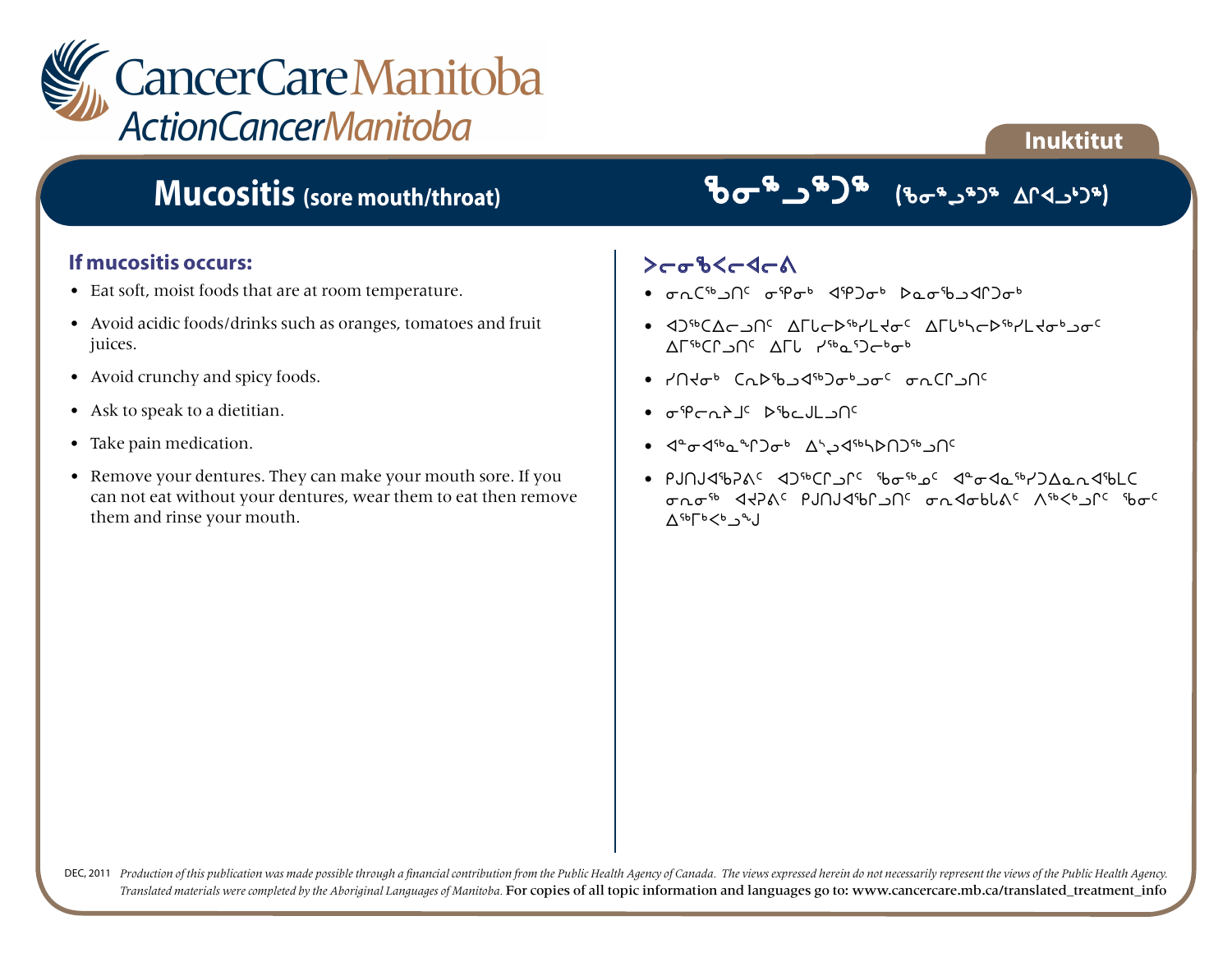Inuktitut

# Mucositis (sore mouth/throat)

# ᖃᓂᖅᓗᒃᑐᖅ (ᖃᓂᖅᓗᒃᑐᖅ ᐃᒋᐊᓗᒃᑐᖅ)

### If mucositis occurs:

- Eat soft, moist foods that are at room temperature.
- Avoid acidic foods/drinks such as oranges, tomatoes and fruit juices.
- Avoid crunchy and spicy foods.
- Ask to speak to a dietitian.
- Take pain medication.
- Remove your dentures. They can make your mouth sore. If you can not eat without your dentures, wear them to eat then remove them and rinse your mouth.

### ᐳᓕᓂᖃᐸᓕᐊᓕᕕ

- ᓂᕆᑦᑕᖅᓗᑎᑦ ᓂᕿᓂᒃ ᐊᕿᑐᓂᒃ ᐅᓇᓂᖃᓗᐊᒋᑐᓂᒃ
- ᐊᑐᖅᑕᐃᓕᓗᑎᑦ ᐃᒥᒐᓕᐅᖅᓯᒪᔪᓂᑦ ᐃᒥᒃᓴᓕᐅᖅᓯᒪᔪᓂᒃᓗᓂᑦ ᐃᒥᖅᑕᕆᓗᑎᑦ ᐃᒥᒐ ᓯᖅᓇᕐᑐᓕᒃᓂᒃ
- ᓯᑎᔪᓂᒃ ᑕᓇᐅᖃᓗᐊᖅᑐᓂᒃᓗᓂᑦ ᓂᕆᑕᕆᓗᑎᑦ
- ᓂᕿᓕᕆᔨᒧᑦ ᐅᖃᓗᒧᒪᓗᑎᑦ
- ᐊᓐᓂᐊᖃᓐᖏᑐᓂᒃ ᐃᓴᐊᖅᓴᐅᑎᑐᖅᓗᑎᑦ
- ᑭᒍᑎᒍᐊᖃᕈᕕᑦ ᐊᑐᖅᑕᕆᓗᕆᑦ ᖃᓂᖅᓄᑦ ᐊᓐᓂᐊᓇᖅᓯᑐᐃᓇᓇᐊᖃᒪᑕ ᓂᕆᓂᖅ ᐊᔪᕕᑦ ᑭᒍᑎᒍᐊᖃᕆᓗᑎᑦ ᓂᕆᐊᓂᑲᒪᕕᑦ ᐱᖅᐸᒃᓗᕆᑦ ᖃᓂᑦ ᐃᖅᒥᒃᐸᒃᓗᖕᒍ

DEC, 2011 *Production of this publication was made possible through a financial contribution from the Public Health Agency of Canada. The views expressed herein do not necessarily represent the views of the Public Health Agency. Translated materials were completed by the Aboriginal Languages of Manitoba.* For copies of all topic information and languages go to: www.cancercare.mb.ca/translated_treatment_info